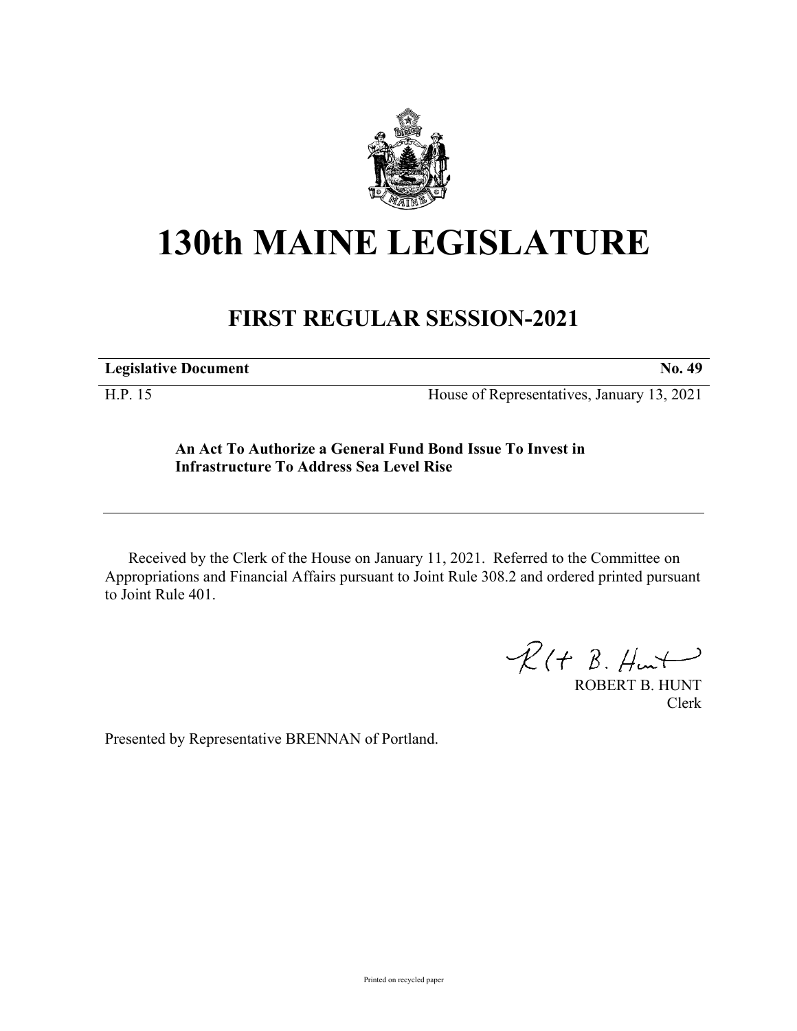# 130th MAINE LEGISLATURE

## FIRST REGULAR SESSION-2021

| **Legislative Document** | **No. 49** |
| --- | --- |
| H.P. 15 | House of Representatives, January 13, 2021 |

**An Act To Authorize a General Fund Bond Issue To Invest in Infrastructure To Address Sea Level Rise**

Received by the Clerk of the House on January 11, 2021. Referred to the Committee on Appropriations and Financial Affairs pursuant to Joint Rule 308.2 and ordered printed pursuant to Joint Rule 401.

ROBERT B. HUNT
Clerk

Presented by Representative BRENNAN of Portland.

Printed on recycled paper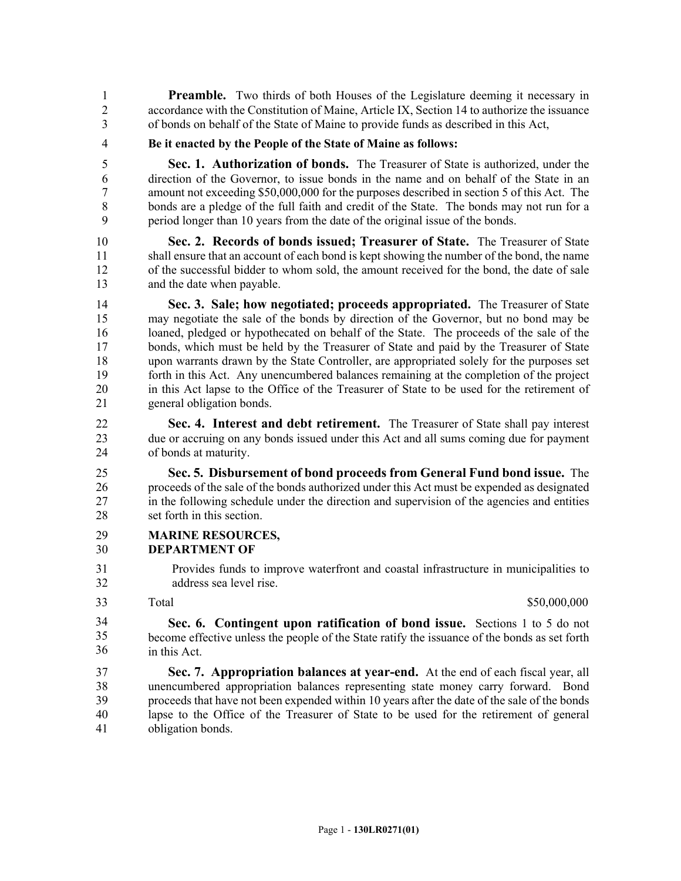**Preamble.** Two thirds of both Houses of the Legislature deeming it necessary in accordance with the Constitution of Maine, Article IX, Section 14 to authorize the issuance of bonds on behalf of the State of Maine to provide funds as described in this Act,

**Be it enacted by the People of the State of Maine as follows:**

**Sec. 1. Authorization of bonds.** The Treasurer of State is authorized, under the direction of the Governor, to issue bonds in the name and on behalf of the State in an amount not exceeding $50,000,000 for the purposes described in section 5 of this Act. The bonds are a pledge of the full faith and credit of the State. The bonds may not run for a period longer than 10 years from the date of the original issue of the bonds.

**Sec. 2. Records of bonds issued; Treasurer of State.** The Treasurer of State shall ensure that an account of each bond is kept showing the number of the bond, the name of the successful bidder to whom sold, the amount received for the bond, the date of sale and the date when payable.

**Sec. 3. Sale; how negotiated; proceeds appropriated.** The Treasurer of State may negotiate the sale of the bonds by direction of the Governor, but no bond may be loaned, pledged or hypothecated on behalf of the State. The proceeds of the sale of the bonds, which must be held by the Treasurer of State and paid by the Treasurer of State upon warrants drawn by the State Controller, are appropriated solely for the purposes set forth in this Act. Any unencumbered balances remaining at the completion of the project in this Act lapse to the Office of the Treasurer of State to be used for the retirement of general obligation bonds.

**Sec. 4. Interest and debt retirement.** The Treasurer of State shall pay interest due or accruing on any bonds issued under this Act and all sums coming due for payment of bonds at maturity.

**Sec. 5. Disbursement of bond proceeds from General Fund bond issue.** The proceeds of the sale of the bonds authorized under this Act must be expended as designated in the following schedule under the direction and supervision of the agencies and entities set forth in this section.

**MARINE RESOURCES, DEPARTMENT OF**

Provides funds to improve waterfront and coastal infrastructure in municipalities to address sea level rise.

| | |
|---|---|
| Total | $50,000,000 |

**Sec. 6. Contingent upon ratification of bond issue.** Sections 1 to 5 do not become effective unless the people of the State ratify the issuance of the bonds as set forth in this Act.

**Sec. 7. Appropriation balances at year-end.** At the end of each fiscal year, all unencumbered appropriation balances representing state money carry forward. Bond proceeds that have not been expended within 10 years after the date of the sale of the bonds lapse to the Office of the Treasurer of State to be used for the retirement of general obligation bonds.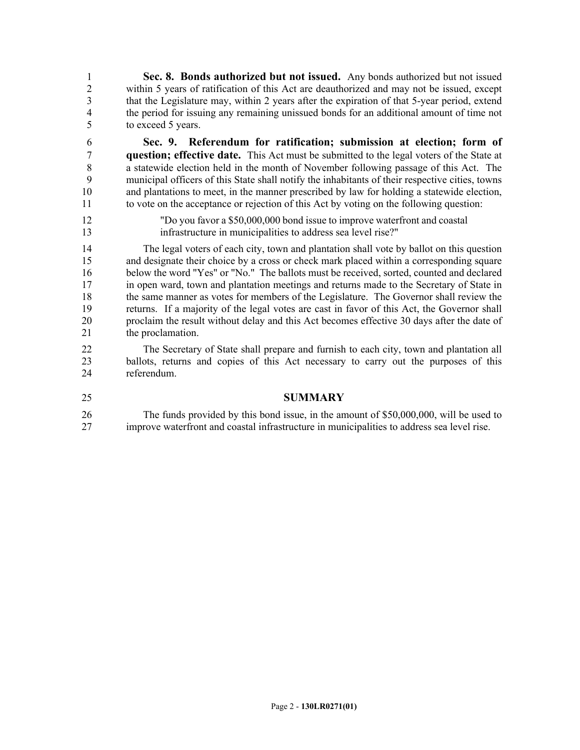**Sec. 8. Bonds authorized but not issued.** Any bonds authorized but not issued within 5 years of ratification of this Act are deauthorized and may not be issued, except that the Legislature may, within 2 years after the expiration of that 5-year period, extend the period for issuing any remaining unissued bonds for an additional amount of time not to exceed 5 years.

**Sec. 9. Referendum for ratification; submission at election; form of question; effective date.** This Act must be submitted to the legal voters of the State at a statewide election held in the month of November following passage of this Act. The municipal officers of this State shall notify the inhabitants of their respective cities, towns and plantations to meet, in the manner prescribed by law for holding a statewide election, to vote on the acceptance or rejection of this Act by voting on the following question:

> "Do you favor a $50,000,000 bond issue to improve waterfront and coastal infrastructure in municipalities to address sea level rise?"

The legal voters of each city, town and plantation shall vote by ballot on this question and designate their choice by a cross or check mark placed within a corresponding square below the word "Yes" or "No." The ballots must be received, sorted, counted and declared in open ward, town and plantation meetings and returns made to the Secretary of State in the same manner as votes for members of the Legislature. The Governor shall review the returns. If a majority of the legal votes are cast in favor of this Act, the Governor shall proclaim the result without delay and this Act becomes effective 30 days after the date of the proclamation.

The Secretary of State shall prepare and furnish to each city, town and plantation all ballots, returns and copies of this Act necessary to carry out the purposes of this referendum.

## SUMMARY

The funds provided by this bond issue, in the amount of $50,000,000, will be used to improve waterfront and coastal infrastructure in municipalities to address sea level rise.